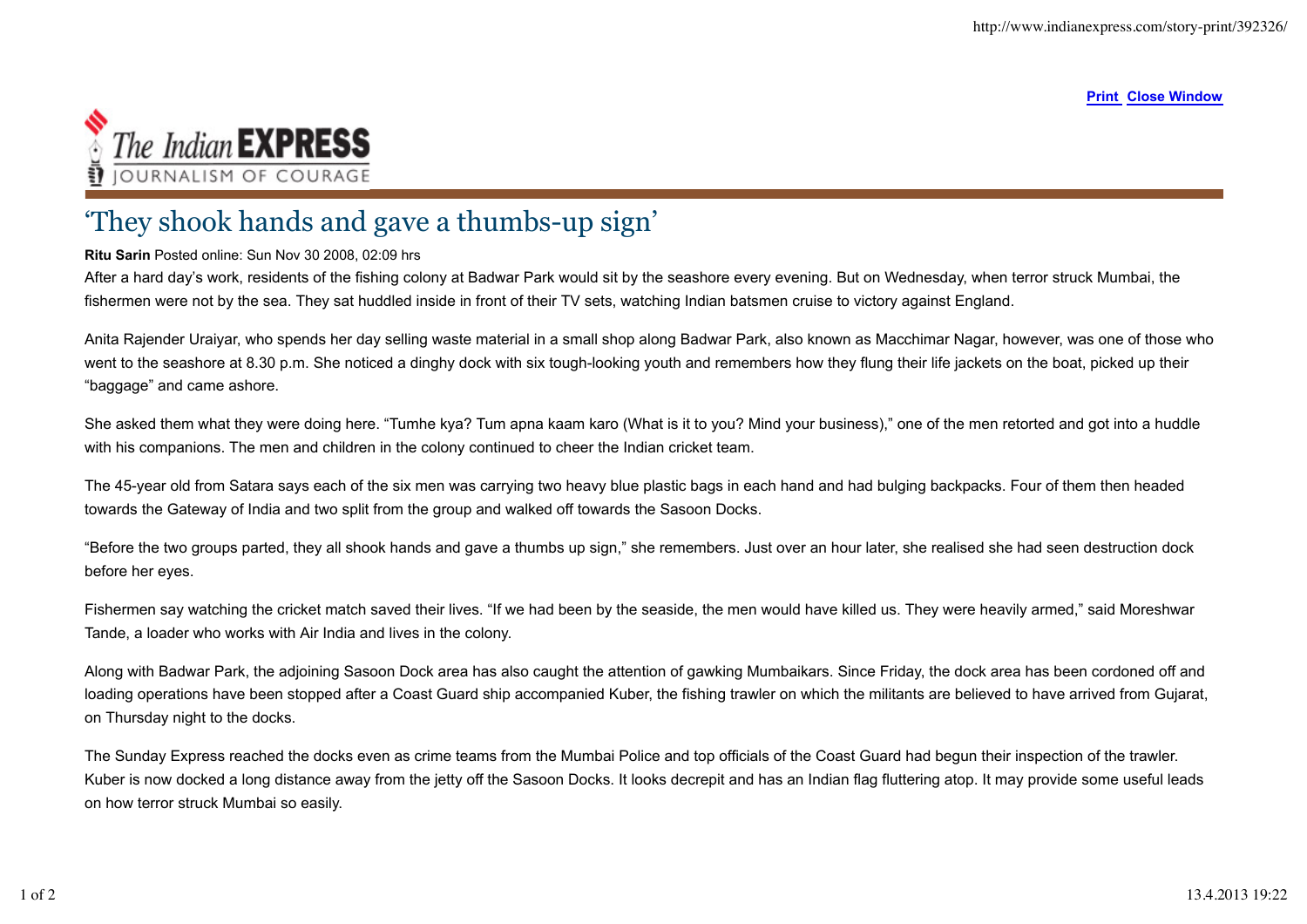# 'They shook hands and gave a thumbs-up sign'

**Ritu Sarin** Posted online: Sun Nov 30 2008, 02:09 hrs

After a hard day's work, residents of the fishing colony at Badwar Park would sit by the seashore every evening. But on Wednesday, when terror struck Mumbai, the fishermen were not by the sea. They sat huddled inside in front of their TV sets, watching Indian batsmen cruise to victory against England.

Anita Rajender Uraiyar, who spends her day selling waste material in a small shop along Badwar Park, also known as Macchimar Nagar, however, was one of those who went to the seashore at 8.30 p.m. She noticed a dinghy dock with six tough-looking youth and remembers how they flung their life jackets on the boat, picked up their "baggage" and came ashore.

She asked them what they were doing here. "Tumhe kya? Tum apna kaam karo (What is it to you? Mind your business)," one of the men retorted and got into a huddle with his companions. The men and children in the colony continued to cheer the Indian cricket team.

The 45-year old from Satara says each of the six men was carrying two heavy blue plastic bags in each hand and had bulging backpacks. Four of them then headed towards the Gateway of India and two split from the group and walked off towards the Sasoon Docks.

"Before the two groups parted, they all shook hands and gave a thumbs up sign," she remembers. Just over an hour later, she realised she had seen destruction dock before her eyes.

Fishermen say watching the cricket match saved their lives. "If we had been by the seaside, the men would have killed us. They were heavily armed," said Moreshwar Tande, a loader who works with Air India and lives in the colony.

Along with Badwar Park, the adjoining Sasoon Dock area has also caught the attention of gawking Mumbaikars. Since Friday, the dock area has been cordoned off and loading operations have been stopped after a Coast Guard ship accompanied Kuber, the fishing trawler on which the militants are believed to have arrived from Gujarat, on Thursday night to the docks.

The Sunday Express reached the docks even as crime teams from the Mumbai Police and top officials of the Coast Guard had begun their inspection of the trawler. Kuber is now docked a long distance away from the jetty off the Sasoon Docks. It looks decrepit and has an Indian flag fluttering atop. It may provide some useful leads on how terror struck Mumbai so easily.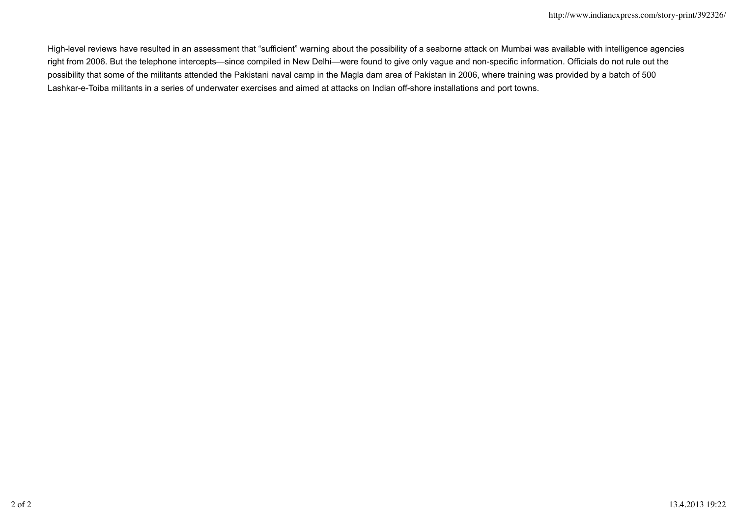High-level reviews have resulted in an assessment that “sufficient” warning about the possibility of a seaborne attack on Mumbai was available with intelligence agencies right from 2006. But the telephone intercepts—since compiled in New Delhi—were found to give only vague and non-specific information. Officials do not rule out the possibility that some of the militants attended the Pakistani naval camp in the Magla dam area of Pakistan in 2006, where training was provided by a batch of 500 Lashkar-e-Toiba militants in a series of underwater exercises and aimed at attacks on Indian off-shore installations and port towns.